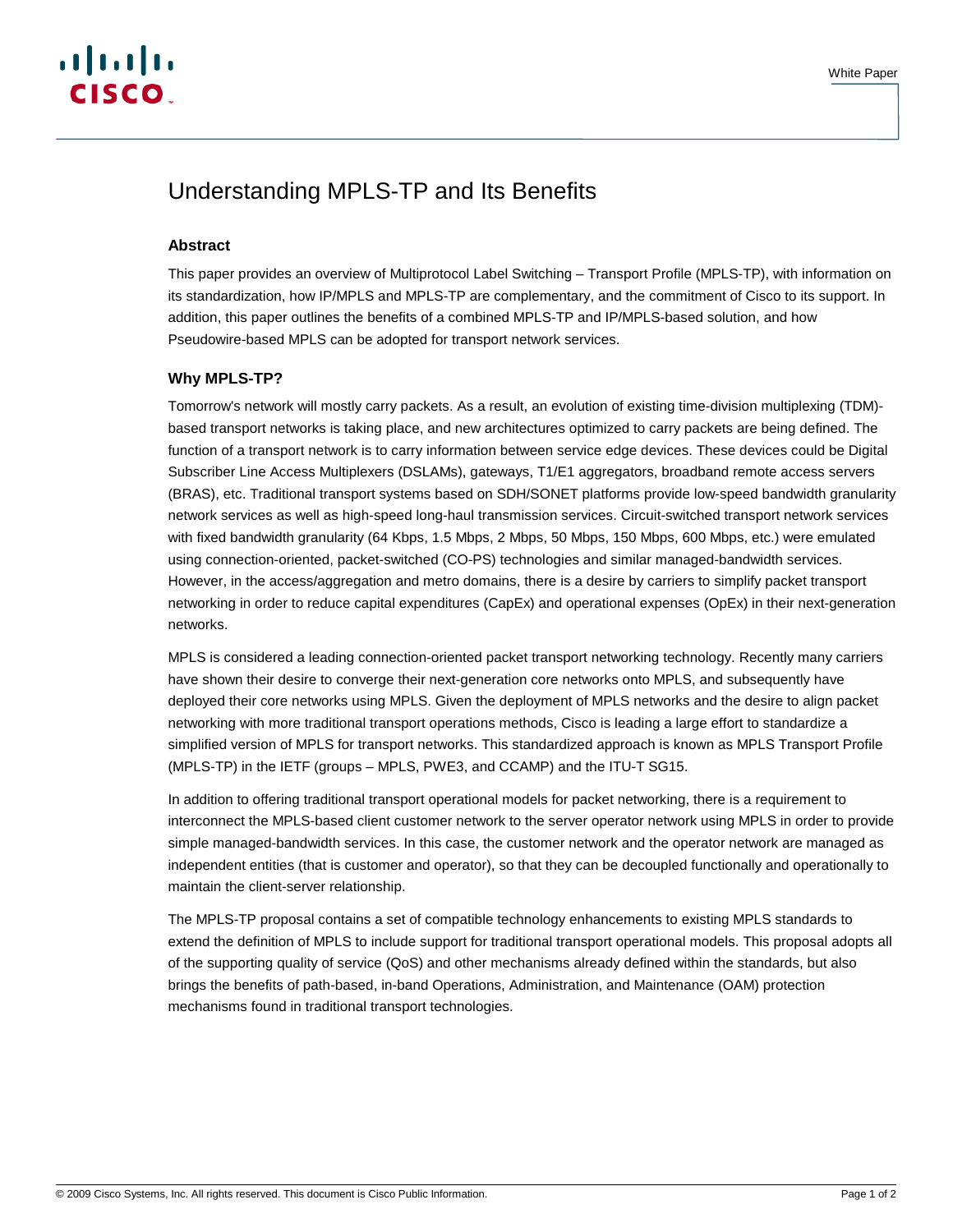# Understanding MPLS-TP and Its Benefits

## Abstract

This paper provides an overview of Multiprotocol Label Switching – Transport Profile (MPLS-TP), with information on its standardization, how IP/MPLS and MPLS-TP are complementary, and the commitment of Cisco to its support. In addition, this paper outlines the benefits of a combined MPLS-TP and IP/MPLS-based solution, and how Pseudowire-based MPLS can be adopted for transport network services.

## Why MPLS-TP?

Tomorrow's network will mostly carry packets. As a result, an evolution of existing time-division multiplexing (TDM)-based transport networks is taking place, and new architectures optimized to carry packets are being defined. The function of a transport network is to carry information between service edge devices. These devices could be Digital Subscriber Line Access Multiplexers (DSLAMs), gateways, T1/E1 aggregators, broadband remote access servers (BRAS), etc. Traditional transport systems based on SDH/SONET platforms provide low-speed bandwidth granularity network services as well as high-speed long-haul transmission services. Circuit-switched transport network services with fixed bandwidth granularity (64 Kbps, 1.5 Mbps, 2 Mbps, 50 Mbps, 150 Mbps, 600 Mbps, etc.) were emulated using connection-oriented, packet-switched (CO-PS) technologies and similar managed-bandwidth services. However, in the access/aggregation and metro domains, there is a desire by carriers to simplify packet transport networking in order to reduce capital expenditures (CapEx) and operational expenses (OpEx) in their next-generation networks.

MPLS is considered a leading connection-oriented packet transport networking technology. Recently many carriers have shown their desire to converge their next-generation core networks onto MPLS, and subsequently have deployed their core networks using MPLS. Given the deployment of MPLS networks and the desire to align packet networking with more traditional transport operations methods, Cisco is leading a large effort to standardize a simplified version of MPLS for transport networks. This standardized approach is known as MPLS Transport Profile (MPLS-TP) in the IETF (groups – MPLS, PWE3, and CCAMP) and the ITU-T SG15.

In addition to offering traditional transport operational models for packet networking, there is a requirement to interconnect the MPLS-based client customer network to the server operator network using MPLS in order to provide simple managed-bandwidth services. In this case, the customer network and the operator network are managed as independent entities (that is customer and operator), so that they can be decoupled functionally and operationally to maintain the client-server relationship.

The MPLS-TP proposal contains a set of compatible technology enhancements to existing MPLS standards to extend the definition of MPLS to include support for traditional transport operational models. This proposal adopts all of the supporting quality of service (QoS) and other mechanisms already defined within the standards, but also brings the benefits of path-based, in-band Operations, Administration, and Maintenance (OAM) protection mechanisms found in traditional transport technologies.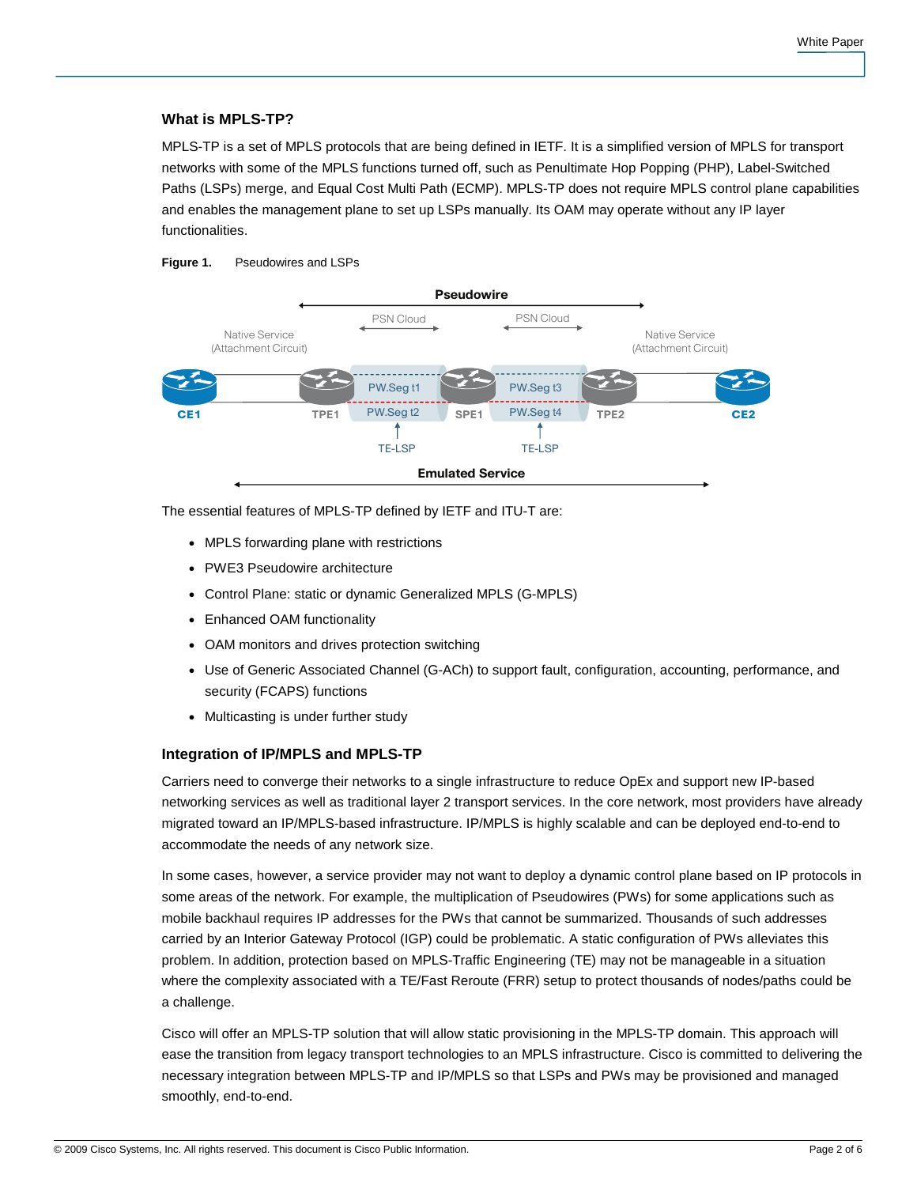### What is MPLS-TP?

MPLS-TP is a set of MPLS protocols that are being defined in IETF. It is a simplified version of MPLS for transport networks with some of the MPLS functions turned off, such as Penultimate Hop Popping (PHP), Label-Switched Paths (LSPs) merge, and Equal Cost Multi Path (ECMP). MPLS-TP does not require MPLS control plane capabilities and enables the management plane to set up LSPs manually. Its OAM may operate without any IP layer functionalities.

**Figure 1.** Pseudowires and LSPs

The essential features of MPLS-TP defined by IETF and ITU-T are:

- MPLS forwarding plane with restrictions
- PWE3 Pseudowire architecture
- Control Plane: static or dynamic Generalized MPLS (G-MPLS)
- Enhanced OAM functionality
- OAM monitors and drives protection switching
- Use of Generic Associated Channel (G-ACh) to support fault, configuration, accounting, performance, and security (FCAPS) functions
- Multicasting is under further study

### Integration of IP/MPLS and MPLS-TP

Carriers need to converge their networks to a single infrastructure to reduce OpEx and support new IP-based networking services as well as traditional layer 2 transport services. In the core network, most providers have already migrated toward an IP/MPLS-based infrastructure. IP/MPLS is highly scalable and can be deployed end-to-end to accommodate the needs of any network size.

In some cases, however, a service provider may not want to deploy a dynamic control plane based on IP protocols in some areas of the network. For example, the multiplication of Pseudowires (PWs) for some applications such as mobile backhaul requires IP addresses for the PWs that cannot be summarized. Thousands of such addresses carried by an Interior Gateway Protocol (IGP) could be problematic. A static configuration of PWs alleviates this problem. In addition, protection based on MPLS-Traffic Engineering (TE) may not be manageable in a situation where the complexity associated with a TE/Fast Reroute (FRR) setup to protect thousands of nodes/paths could be a challenge.

Cisco will offer an MPLS-TP solution that will allow static provisioning in the MPLS-TP domain. This approach will ease the transition from legacy transport technologies to an MPLS infrastructure. Cisco is committed to delivering the necessary integration between MPLS-TP and IP/MPLS so that LSPs and PWs may be provisioned and managed smoothly, end-to-end.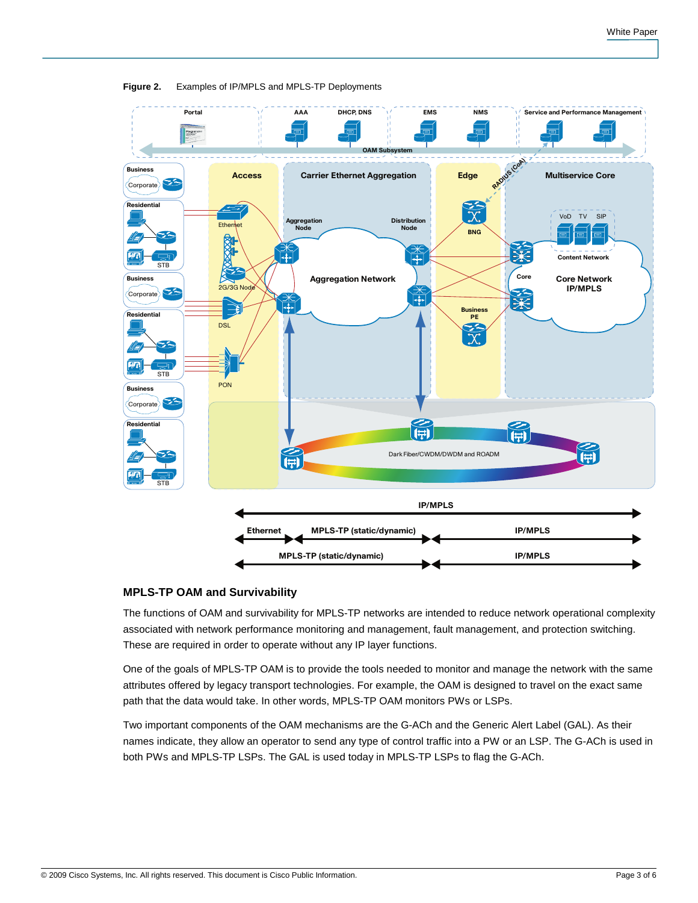**Figure 2.** Examples of IP/MPLS and MPLS-TP Deployments

## MPLS-TP OAM and Survivability

The functions of OAM and survivability for MPLS-TP networks are intended to reduce network operational complexity associated with network performance monitoring and management, fault management, and protection switching. These are required in order to operate without any IP layer functions.

One of the goals of MPLS-TP OAM is to provide the tools needed to monitor and manage the network with the same attributes offered by legacy transport technologies. For example, the OAM is designed to travel on the exact same path that the data would take. In other words, MPLS-TP OAM monitors PWs or LSPs.

Two important components of the OAM mechanisms are the G-ACh and the Generic Alert Label (GAL). As their names indicate, they allow an operator to send any type of control traffic into a PW or an LSP. The G-ACh is used in both PWs and MPLS-TP LSPs. The GAL is used today in MPLS-TP LSPs to flag the G-ACh.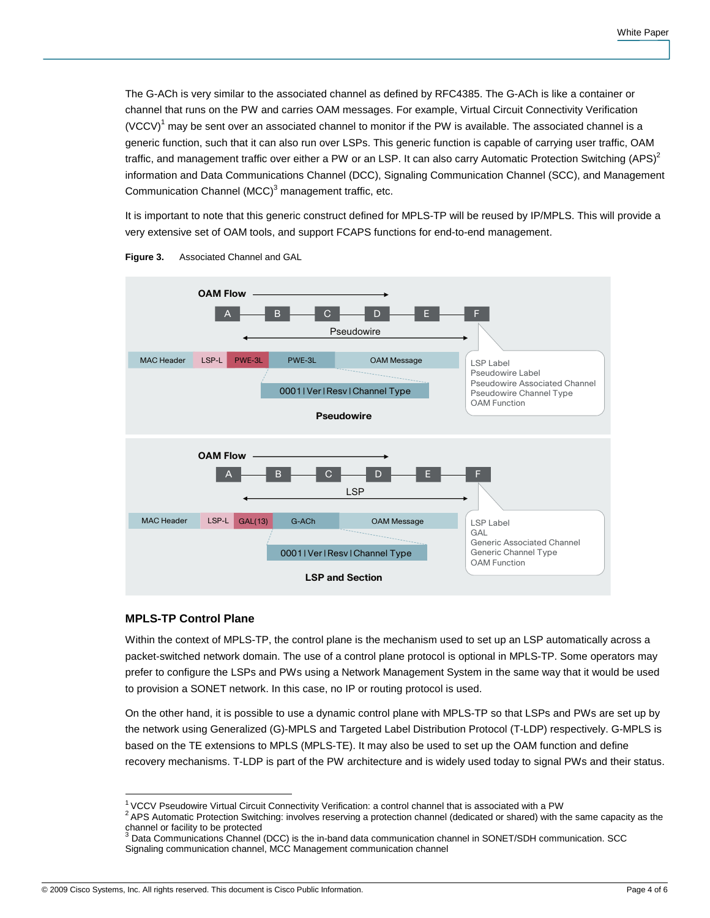The G-ACh is very similar to the associated channel as defined by RFC4385. The G-ACh is like a container or channel that runs on the PW and carries OAM messages. For example, Virtual Circuit Connectivity Verification (VCCV)[1] may be sent over an associated channel to monitor if the PW is available. The associated channel is a generic function, such that it can also run over LSPs. This generic function is capable of carrying user traffic, OAM traffic, and management traffic over either a PW or an LSP. It can also carry Automatic Protection Switching (APS)[2] information and Data Communications Channel (DCC), Signaling Communication Channel (SCC), and Management Communication Channel (MCC)[3] management traffic, etc.

It is important to note that this generic construct defined for MPLS-TP will be reused by IP/MPLS. This will provide a very extensive set of OAM tools, and support FCAPS functions for end-to-end management.

**Figure 3.** Associated Channel and GAL

OAM Flow

A — B — C — D — E — F

Pseudowire

| MAC Header | LSP-L | PWE-3L | PWE-3L | OAM Message |
|---|---|---|---|---|

0001 | Ver | Resv | Channel Type

LSP Label
Pseudowire Label
Pseudowire Associated Channel
Pseudowire Channel Type
OAM Function

**Pseudowire**

OAM Flow

A — B — C — D — E — F

LSP

| MAC Header | LSP-L | GAL(13) | G-ACh | OAM Message |
|---|---|---|---|---|

0001 | Ver | Resv | Channel Type

LSP Label
GAL
Generic Associated Channel
Generic Channel Type
OAM Function

**LSP and Section**

### MPLS-TP Control Plane

Within the context of MPLS-TP, the control plane is the mechanism used to set up an LSP automatically across a packet-switched network domain. The use of a control plane protocol is optional in MPLS-TP. Some operators may prefer to configure the LSPs and PWs using a Network Management System in the same way that it would be used to provision a SONET network. In this case, no IP or routing protocol is used.

On the other hand, it is possible to use a dynamic control plane with MPLS-TP so that LSPs and PWs are set up by the network using Generalized (G)-MPLS and Targeted Label Distribution Protocol (T-LDP) respectively. G-MPLS is based on the TE extensions to MPLS (MPLS-TE). It may also be used to set up the OAM function and define recovery mechanisms. T-LDP is part of the PW architecture and is widely used today to signal PWs and their status.

---

[1] VCCV Pseudowire Virtual Circuit Connectivity Verification: a control channel that is associated with a PW

[2] APS Automatic Protection Switching: involves reserving a protection channel (dedicated or shared) with the same capacity as the channel or facility to be protected

[3] Data Communications Channel (DCC) is the in-band data communication channel in SONET/SDH communication. SCC Signaling communication channel, MCC Management communication channel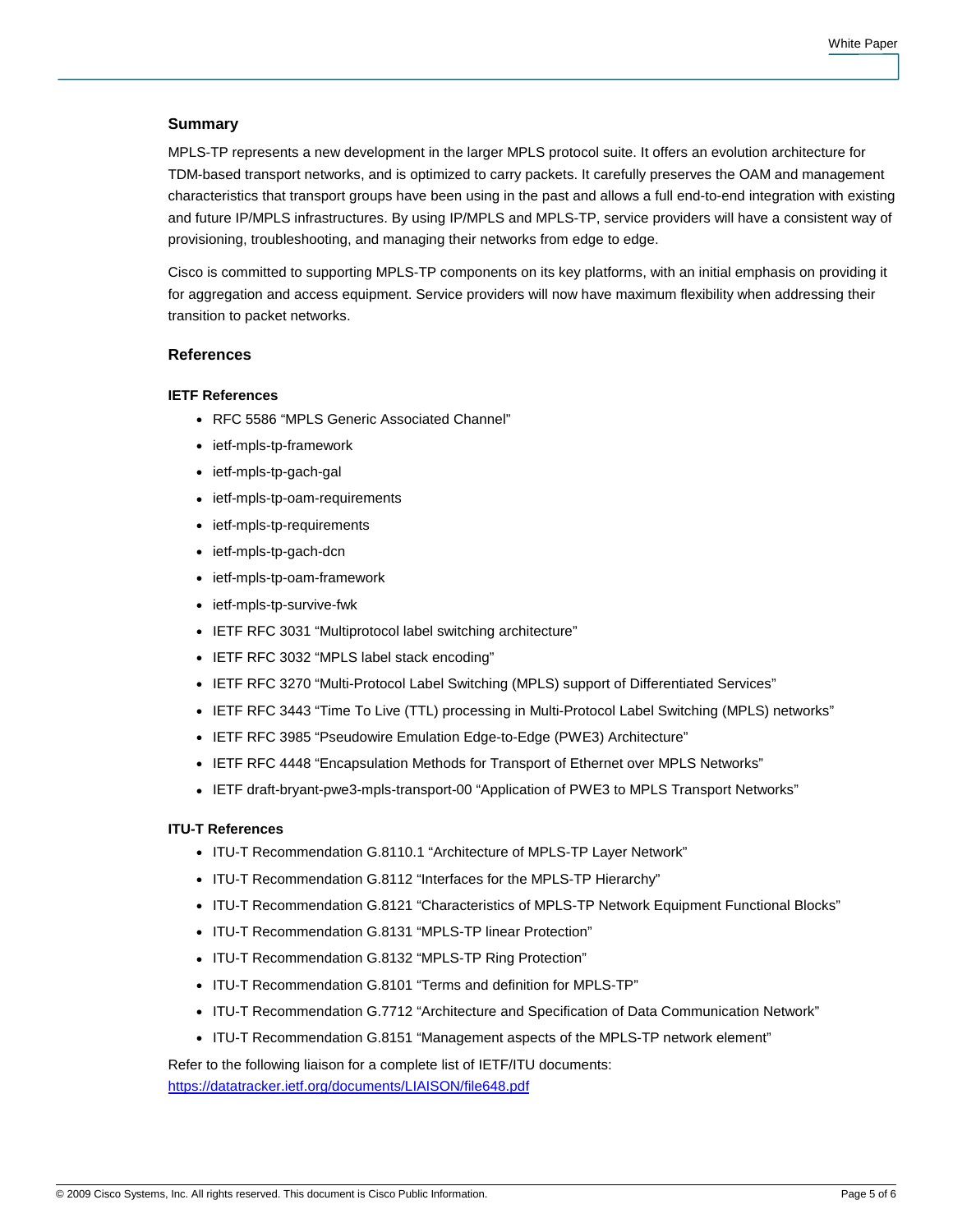## Summary

MPLS-TP represents a new development in the larger MPLS protocol suite. It offers an evolution architecture for TDM-based transport networks, and is optimized to carry packets. It carefully preserves the OAM and management characteristics that transport groups have been using in the past and allows a full end-to-end integration with existing and future IP/MPLS infrastructures. By using IP/MPLS and MPLS-TP, service providers will have a consistent way of provisioning, troubleshooting, and managing their networks from edge to edge.

Cisco is committed to supporting MPLS-TP components on its key platforms, with an initial emphasis on providing it for aggregation and access equipment. Service providers will now have maximum flexibility when addressing their transition to packet networks.

## References

### IETF References

- RFC 5586 “MPLS Generic Associated Channel”
- ietf-mpls-tp-framework
- ietf-mpls-tp-gach-gal
- ietf-mpls-tp-oam-requirements
- ietf-mpls-tp-requirements
- ietf-mpls-tp-gach-dcn
- ietf-mpls-tp-oam-framework
- ietf-mpls-tp-survive-fwk
- IETF RFC 3031 “Multiprotocol label switching architecture”
- IETF RFC 3032 “MPLS label stack encoding”
- IETF RFC 3270 “Multi-Protocol Label Switching (MPLS) support of Differentiated Services”
- IETF RFC 3443 “Time To Live (TTL) processing in Multi-Protocol Label Switching (MPLS) networks”
- IETF RFC 3985 “Pseudowire Emulation Edge-to-Edge (PWE3) Architecture”
- IETF RFC 4448 “Encapsulation Methods for Transport of Ethernet over MPLS Networks”
- IETF draft-bryant-pwe3-mpls-transport-00 “Application of PWE3 to MPLS Transport Networks”

### ITU-T References

- ITU-T Recommendation G.8110.1 “Architecture of MPLS-TP Layer Network”
- ITU-T Recommendation G.8112 “Interfaces for the MPLS-TP Hierarchy”
- ITU-T Recommendation G.8121 “Characteristics of MPLS-TP Network Equipment Functional Blocks”
- ITU-T Recommendation G.8131 “MPLS-TP linear Protection”
- ITU-T Recommendation G.8132 “MPLS-TP Ring Protection”
- ITU-T Recommendation G.8101 “Terms and definition for MPLS-TP”
- ITU-T Recommendation G.7712 “Architecture and Specification of Data Communication Network”
- ITU-T Recommendation G.8151 “Management aspects of the MPLS-TP network element”

Refer to the following liaison for a complete list of IETF/ITU documents:
https://datatracker.ietf.org/documents/LIAISON/file648.pdf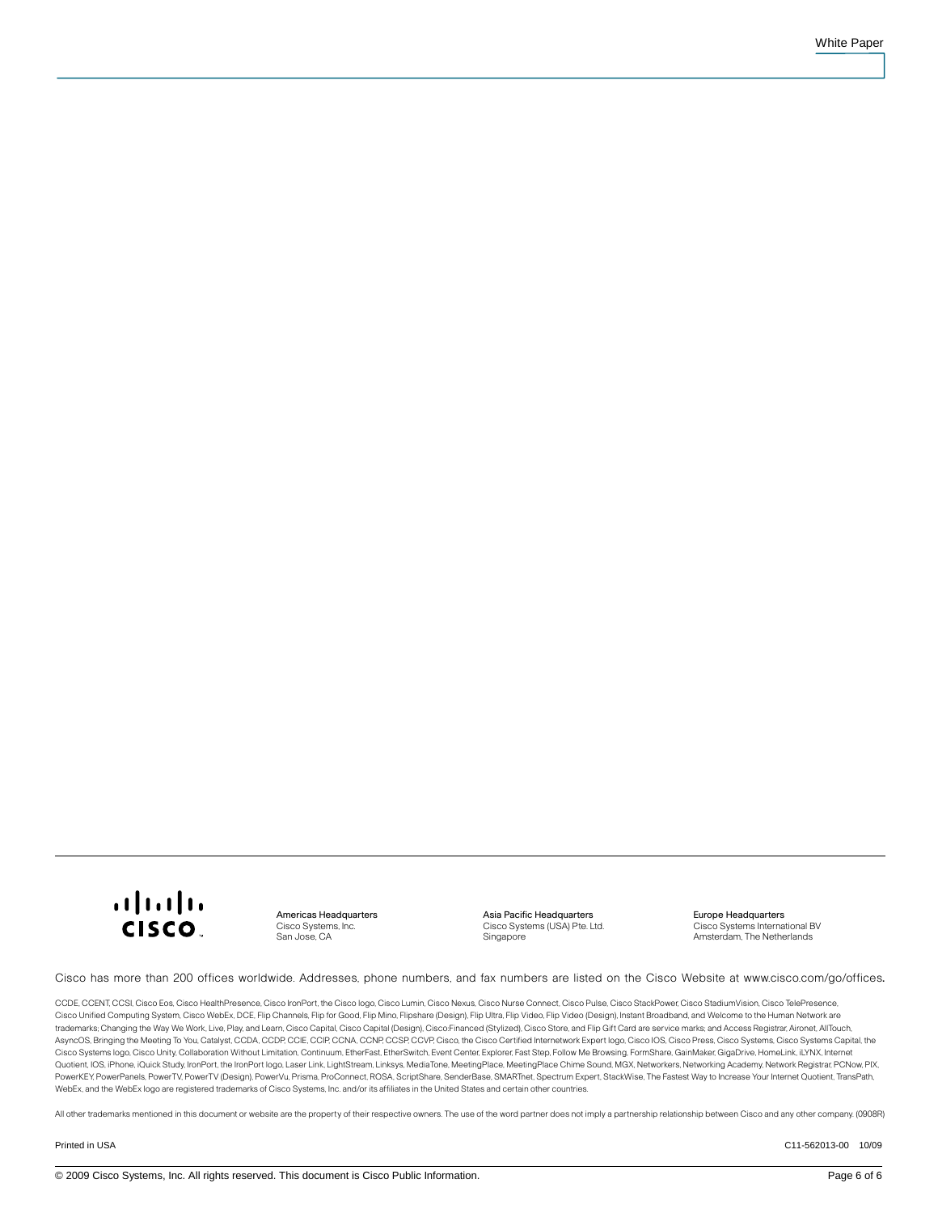Americas Headquarters
Cisco Systems, Inc.
San Jose, CA

Asia Pacific Headquarters
Cisco Systems (USA) Pte. Ltd.
Singapore

Europe Headquarters
Cisco Systems International BV
Amsterdam, The Netherlands

Cisco has more than 200 offices worldwide. Addresses, phone numbers, and fax numbers are listed on the Cisco Website at www.cisco.com/go/offices.

CCDE, CCENT, CCSI, Cisco Eos, Cisco HealthPresence, Cisco IronPort, the Cisco logo, Cisco Lumin, Cisco Nexus, Cisco Nurse Connect, Cisco Pulse, Cisco StackPower, Cisco StadiumVision, Cisco TelePresence, Cisco Unified Computing System, Cisco WebEx, DCE, Flip Channels, Flip for Good, Flip Mino, Flipshare (Design), Flip Ultra, Flip Video, Flip Video (Design), Instant Broadband, and Welcome to the Human Network are trademarks; Changing the Way We Work, Live, Play, and Learn, Cisco Capital, Cisco Capital (Design), Cisco:Financed (Stylized), Cisco Store, and Flip Gift Card are service marks; and Access Registrar, Aironet, AllTouch, AsyncOS, Bringing the Meeting To You, Catalyst, CCDA, CCDP, CCIE, CCIP, CCNA, CCNP, CCSP, CCVP, Cisco, the Cisco Certified Internetwork Expert logo, Cisco IOS, Cisco Press, Cisco Systems, Cisco Systems Capital, the Cisco Systems logo, Cisco Unity, Collaboration Without Limitation, Continuum, EtherFast, EtherSwitch, Event Center, Explorer, Fast Step, Follow Me Browsing, FormShare, GainMaker, GigaDrive, HomeLink, iLYNX, Internet Quotient, IOS, iPhone, iQuick Study, IronPort, the IronPort logo, Laser Link, LightStream, Linksys, MediaTone, MeetingPlace, MeetingPlace Chime Sound, MGX, Networkers, Networking Academy, Network Registrar, PCNow, PIX, PowerKEY, PowerPanels, PowerTV, PowerTV (Design), PowerVu, Prisma, ProConnect, ROSA, ScriptShare, SenderBase, SMARTnet, Spectrum Expert, StackWise, The Fastest Way to Increase Your Internet Quotient, TransPath, WebEx, and the WebEx logo are registered trademarks of Cisco Systems, Inc. and/or its affiliates in the United States and certain other countries.

All other trademarks mentioned in this document or website are the property of their respective owners. The use of the word partner does not imply a partnership relationship between Cisco and any other company. (0908R)

Printed in USA

C11-562013-00 10/09